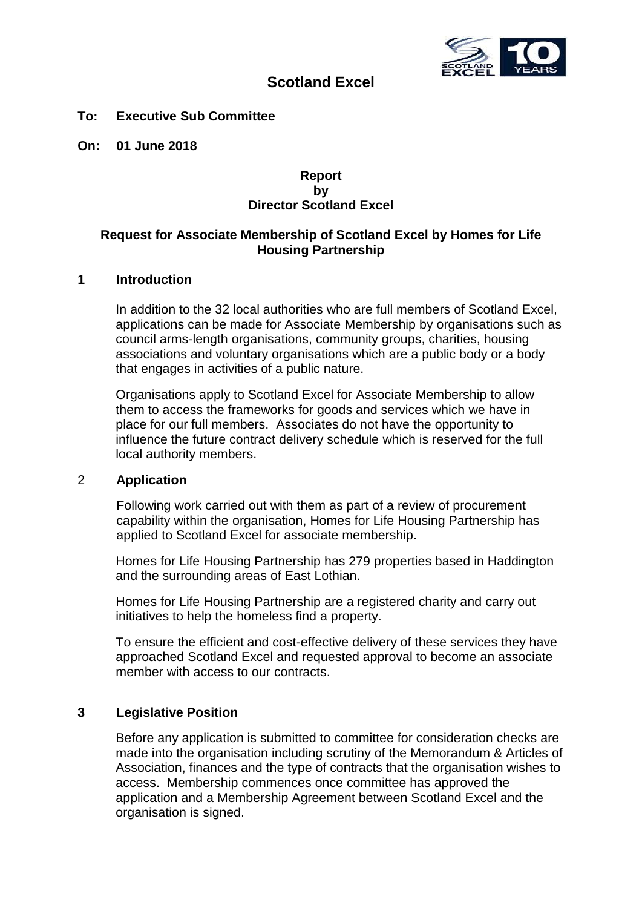# Scotland Excel

**To: Executive Sub Committee**

**On: 01 June 2018**

**Report**
**by**
**Director Scotland Excel**

**Request for Associate Membership of Scotland Excel by Homes for Life Housing Partnership**

## 1 Introduction

In addition to the 32 local authorities who are full members of Scotland Excel, applications can be made for Associate Membership by organisations such as council arms-length organisations, community groups, charities, housing associations and voluntary organisations which are a public body or a body that engages in activities of a public nature.

Organisations apply to Scotland Excel for Associate Membership to allow them to access the frameworks for goods and services which we have in place for our full members. Associates do not have the opportunity to influence the future contract delivery schedule which is reserved for the full local authority members.

## 2 Application

Following work carried out with them as part of a review of procurement capability within the organisation, Homes for Life Housing Partnership has applied to Scotland Excel for associate membership.

Homes for Life Housing Partnership has 279 properties based in Haddington and the surrounding areas of East Lothian.

Homes for Life Housing Partnership are a registered charity and carry out initiatives to help the homeless find a property.

To ensure the efficient and cost-effective delivery of these services they have approached Scotland Excel and requested approval to become an associate member with access to our contracts.

## 3 Legislative Position

Before any application is submitted to committee for consideration checks are made into the organisation including scrutiny of the Memorandum & Articles of Association, finances and the type of contracts that the organisation wishes to access. Membership commences once committee has approved the application and a Membership Agreement between Scotland Excel and the organisation is signed.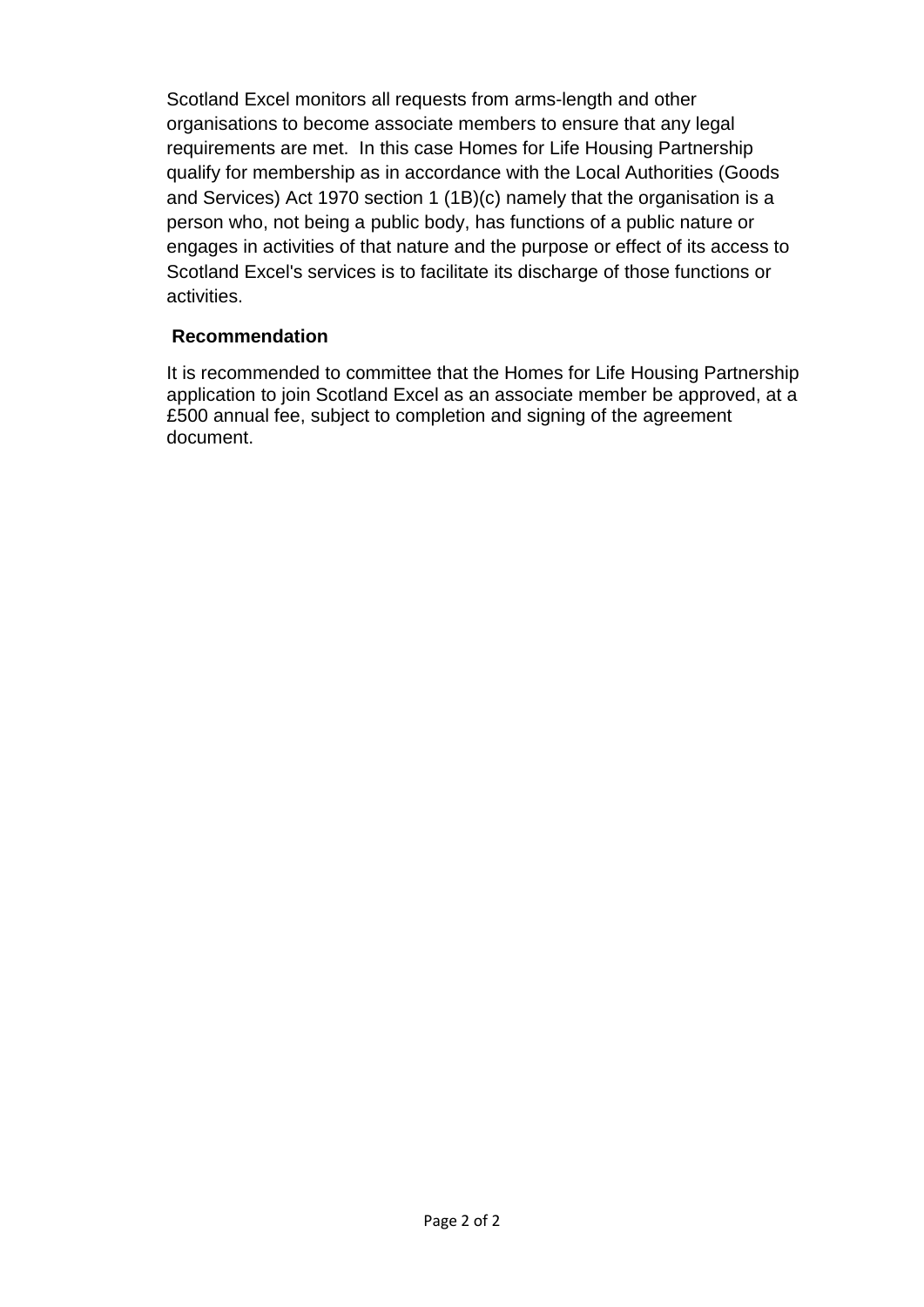Scotland Excel monitors all requests from arms-length and other organisations to become associate members to ensure that any legal requirements are met. In this case Homes for Life Housing Partnership qualify for membership as in accordance with the Local Authorities (Goods and Services) Act 1970 section 1 (1B)(c) namely that the organisation is a person who, not being a public body, has functions of a public nature or engages in activities of that nature and the purpose or effect of its access to Scotland Excel's services is to facilitate its discharge of those functions or activities.

**Recommendation**

It is recommended to committee that the Homes for Life Housing Partnership application to join Scotland Excel as an associate member be approved, at a £500 annual fee, subject to completion and signing of the agreement document.